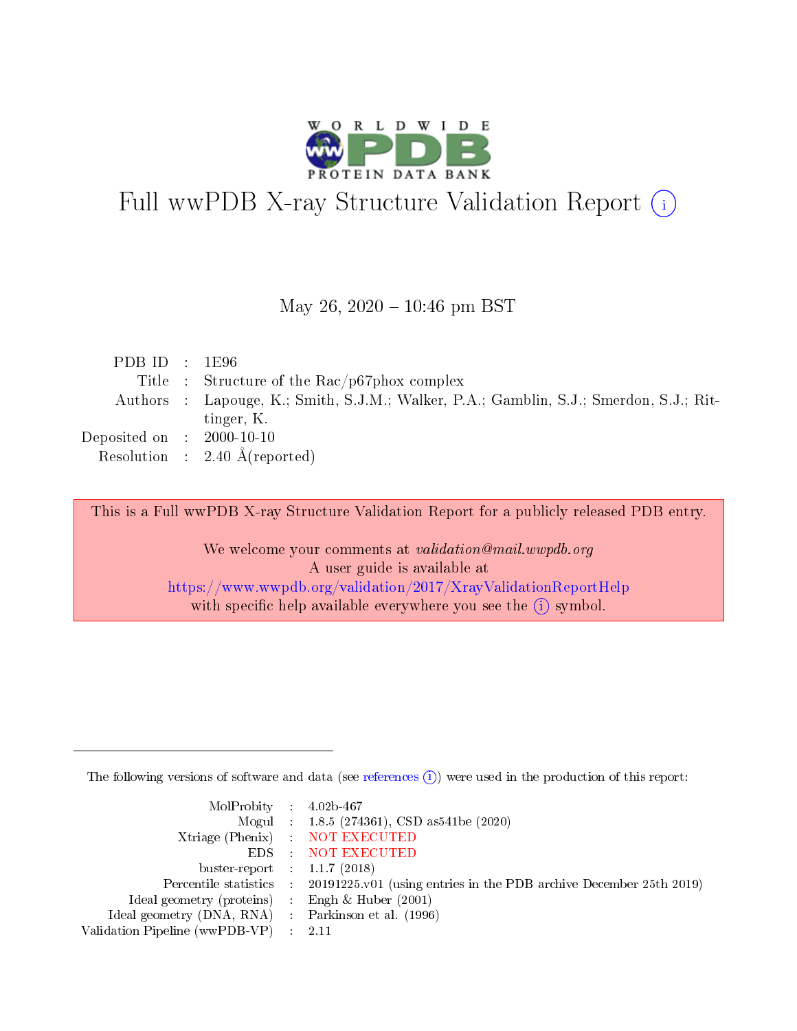# Full wwPDB X-ray Structure Validation Report (i)

May 26, 2020 – 10:46 pm BST

| | | |
|---|---|---|
| PDB ID | : | 1E96 |
| Title | : | Structure of the Rac/p67phox complex |
| Authors | : | Lapouge, K.; Smith, S.J.M.; Walker, P.A.; Gamblin, S.J.; Smerdon, S.J.; Rittinger, K. |
| Deposited on | : | 2000-10-10 |
| Resolution | : | 2.40 Å(reported) |

This is a Full wwPDB X-ray Structure Validation Report for a publicly released PDB entry.

We welcome your comments at *validation@mail.wwpdb.org*
A user guide is available at
https://www.wwpdb.org/validation/2017/XrayValidationReportHelp
with specific help available everywhere you see the (i) symbol.

---

The following versions of software and data (see references (i)) were used in the production of this report:

| | | |
|---|---|---|
| MolProbity | : | 4.02b-467 |
| Mogul | : | 1.8.5 (274361), CSD as541be (2020) |
| Xtriage (Phenix) | : | NOT EXECUTED |
| EDS | : | NOT EXECUTED |
| buster-report | : | 1.1.7 (2018) |
| Percentile statistics | : | 20191225.v01 (using entries in the PDB archive December 25th 2019) |
| Ideal geometry (proteins) | : | Engh & Huber (2001) |
| Ideal geometry (DNA, RNA) | : | Parkinson et al. (1996) |
| Validation Pipeline (wwPDB-VP) | : | 2.11 |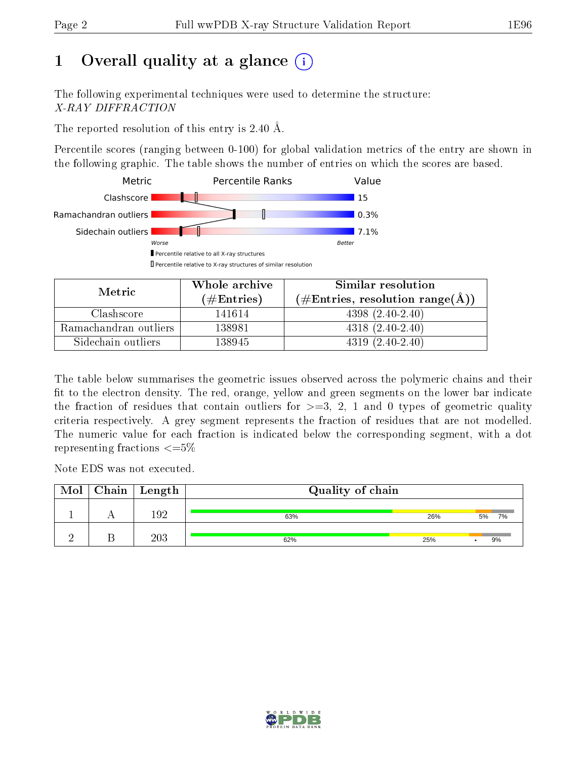# 1 Overall quality at a glance

The following experimental techniques were used to determine the structure:
*X-RAY DIFFRACTION*

The reported resolution of this entry is 2.40 Å.

Percentile scores (ranging between 0-100) for global validation metrics of the entry are shown in the following graphic. The table shows the number of entries on which the scores are based.

| Metric | Value |
|---|---|
| Clashscore | 15 |
| Ramachandran outliers | 0.3% |
| Sidechain outliers | 7.1% |

| Metric | Whole archive (#Entries) | Similar resolution (#Entries, resolution range(Å)) |
|---|---|---|
| Clashscore | 141614 | 4398 (2.40-2.40) |
| Ramachandran outliers | 138981 | 4318 (2.40-2.40) |
| Sidechain outliers | 138945 | 4319 (2.40-2.40) |

The table below summarises the geometric issues observed across the polymeric chains and their fit to the electron density. The red, orange, yellow and green segments on the lower bar indicate the fraction of residues that contain outliers for >=3, 2, 1 and 0 types of geometric quality criteria respectively. A grey segment represents the fraction of residues that are not modelled. The numeric value for each fraction is indicated below the corresponding segment, with a dot representing fractions <=5%

Note EDS was not executed.

| Mol | Chain | Length | Quality of chain |
|---|---|---|---|
| 1 | A | 192 | 63% 26% 5% 7% |
| 2 | B | 203 | 62% 25% • 9% |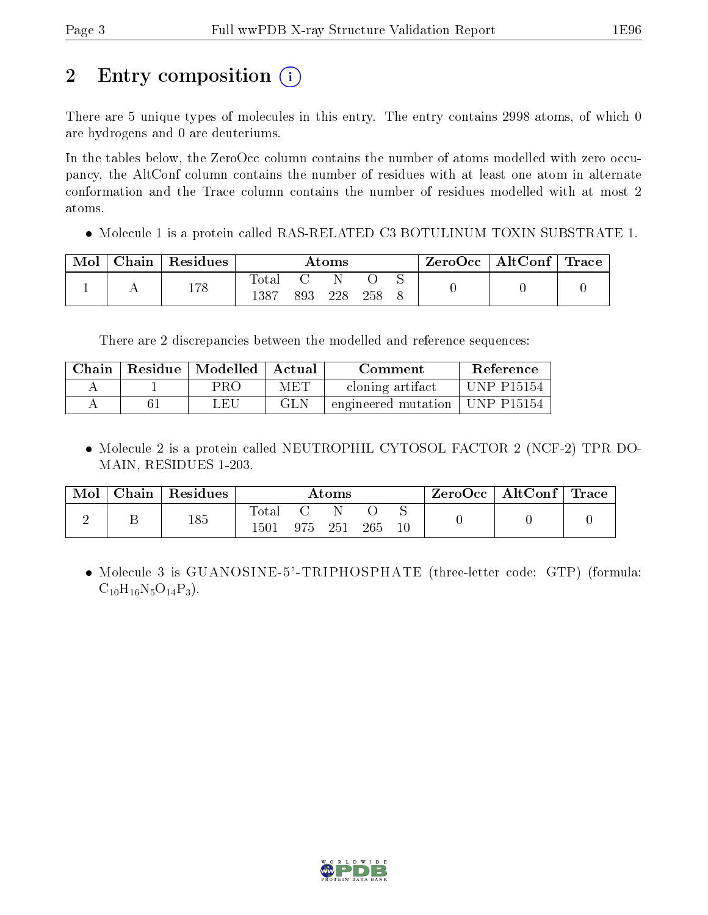## 2 Entry composition (i)

There are 5 unique types of molecules in this entry. The entry contains 2998 atoms, of which 0 are hydrogens and 0 are deuteriums.

In the tables below, the ZeroOcc column contains the number of atoms modelled with zero occupancy, the AltConf column contains the number of residues with at least one atom in alternate conformation and the Trace column contains the number of residues modelled with at most 2 atoms.

- Molecule 1 is a protein called RAS-RELATED C3 BOTULINUM TOXIN SUBSTRATE 1.

| Mol | Chain | Residues | Atoms | | | | | ZeroOcc | AltConf | Trace |
|---|---|---|---|---|---|---|---|---|---|---|
| | | | Total | C | N | O | S | | | |
| 1 | A | 178 | 1387 | 893 | 228 | 258 | 8 | 0 | 0 | 0 |

There are 2 discrepancies between the modelled and reference sequences:

| Chain | Residue | Modelled | Actual | Comment | Reference |
|---|---|---|---|---|---|
| A | 1 | PRO | MET | cloning artifact | UNP P15154 |
| A | 61 | LEU | GLN | engineered mutation | UNP P15154 |

- Molecule 2 is a protein called NEUTROPHIL CYTOSOL FACTOR 2 (NCF-2) TPR DOMAIN, RESIDUES 1-203.

| Mol | Chain | Residues | Atoms | | | | | ZeroOcc | AltConf | Trace |
|---|---|---|---|---|---|---|---|---|---|---|
| | | | Total | C | N | O | S | | | |
| 2 | B | 185 | 1501 | 975 | 251 | 265 | 10 | 0 | 0 | 0 |

- Molecule 3 is GUANOSINE-5'-TRIPHOSPHATE (three-letter code: GTP) (formula: $C_{10}H_{16}N_5O_{14}P_3$).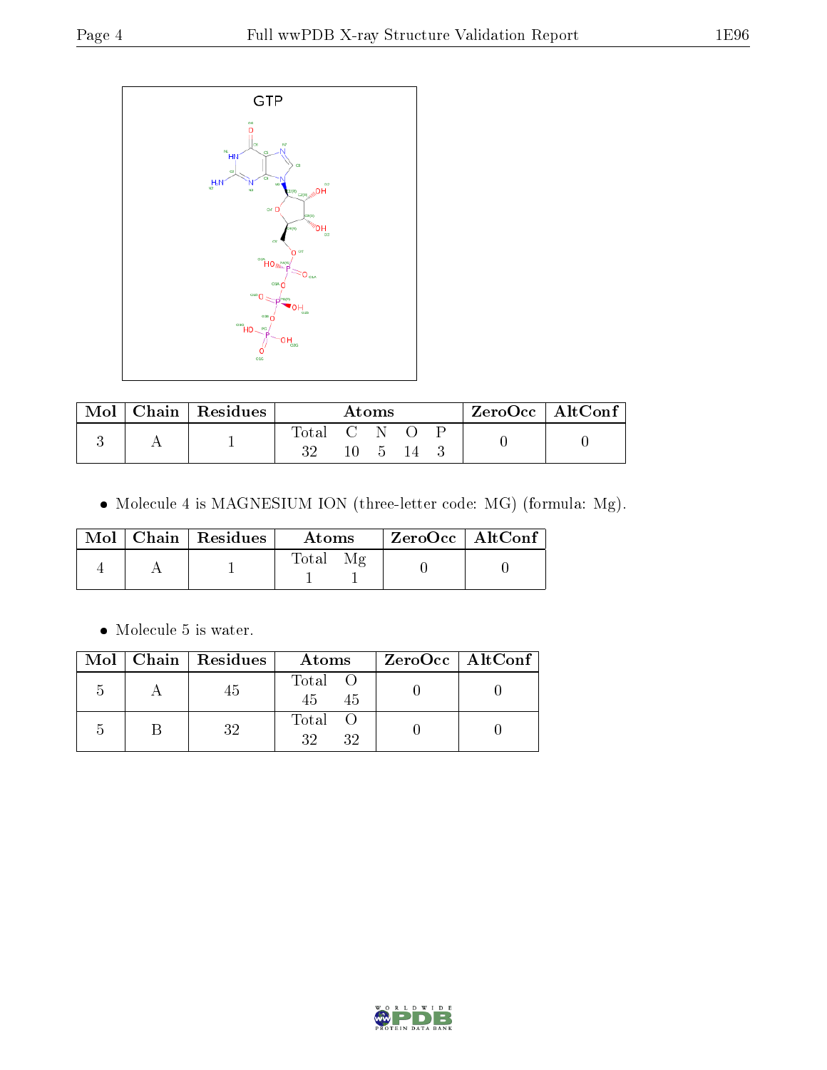GTP

| Mol | Chain | Residues | Atoms | | | | | ZeroOcc | AltConf |
|---|---|---|---|---|---|---|---|---|---|
| | | | Total | C | N | O | P | | |
| 3 | A | 1 | 32 | 10 | 5 | 14 | 3 | 0 | 0 |

- Molecule 4 is MAGNESIUM ION (three-letter code: MG) (formula: Mg).

| Mol | Chain | Residues | Atoms | | ZeroOcc | AltConf |
|---|---|---|---|---|---|---|
| | | | Total | Mg | | |
| 4 | A | 1 | 1 | 1 | 0 | 0 |

- Molecule 5 is water.

| Mol | Chain | Residues | Atoms | | ZeroOcc | AltConf |
|---|---|---|---|---|---|---|
| | | | Total | O | | |
| 5 | A | 45 | 45 | 45 | 0 | 0 |
| 5 | B | 32 | 32 | 32 | 0 | 0 |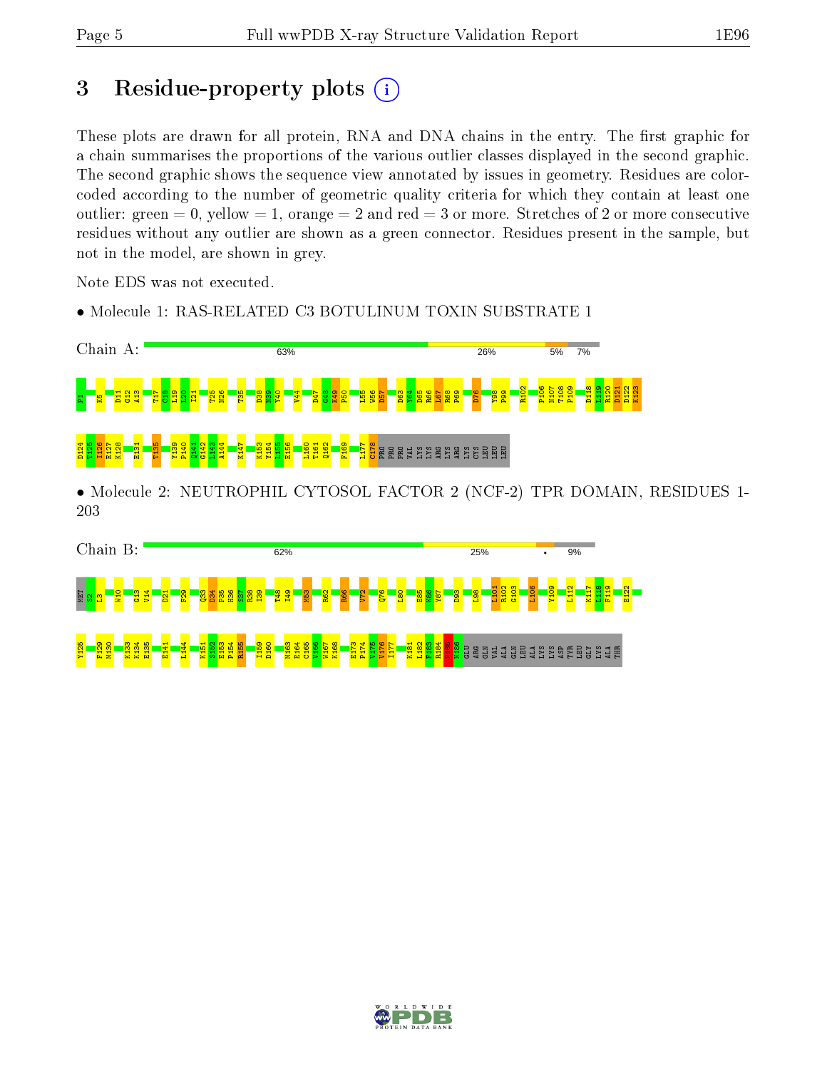# 3 Residue-property plots

These plots are drawn for all protein, RNA and DNA chains in the entry. The first graphic for a chain summarises the proportions of the various outlier classes displayed in the second graphic. The second graphic shows the sequence view annotated by issues in geometry. Residues are color-coded according to the number of geometric quality criteria for which they contain at least one outlier: green = 0, yellow = 1, orange = 2 and red = 3 or more. Stretches of 2 or more consecutive residues without any outlier are shown as a green connector. Residues present in the sample, but not in the model, are shown in grey.

Note EDS was not executed.

- Molecule 1: RAS-RELATED C3 BOTULINUM TOXIN SUBSTRATE 1

Chain A: 63% | 26% | 5% | 7%

P1 K5 D11 G12 A13 T17 C18 L19 L20 I21 T25 N26 T35 D38 N39 Y40 V44 D47 G48 K49 P50 L55 W56 D57 D63 T64 A65 G66 L67 R68 P69 D76 Y98 P99 R102 P106 N107 T108 P109 D118 L119 R120 D121 D122 K123 D124 T125 I126 E127 K128 E131 T135 Y139 P140 Q141 G142 L143 A144 K147 K153 Y154 L155 E156 L160 T161 Q162 F169 L177 C178 PRO PRO PRO VAL LYS LYS ARG LYS ARG LYS CYS LEU LEU LEU

- Molecule 2: NEUTROPHIL CYTOSOL FACTOR 2 (NCF-2) TPR DOMAIN, RESIDUES 1-203

Chain B: 62% | 25% | • | 9%

MET S2 L3 W10 G13 V14 D21 F29 Q33 D34 P35 H36 S37 R38 I39 T48 I49 M53 R62 R66 V72 Q76 L80 E85 K86 Y87 D93 L98 L101 R102 G103 L106 Y109 L112 K117 L118 F119 E122 Y125 F129 M130 K133 K134 E135 E141 L144 K151 S152 E153 P154 R155 I159 D160 M163 E164 C165 V166 W167 K168 E173 F174 V175 V176 I177 K181 L182 F183 R184 F185 N186 GLU ARG GLN VAL ALA GLN LEU ALA LYS LYS ASP TYR LEU GLY LYS ALA THR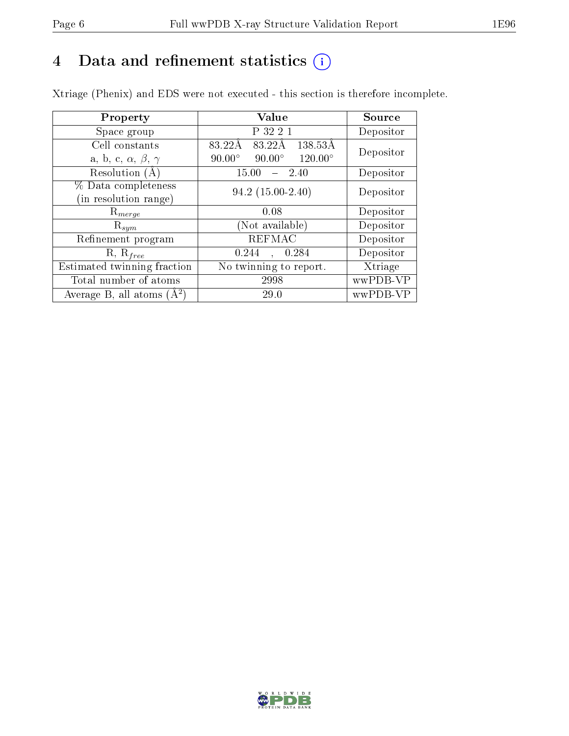# 4 Data and refinement statistics (i)

Xtriage (Phenix) and EDS were not executed - this section is therefore incomplete.

| Property | Value | Source |
|---|---|---|
| Space group | P 32 2 1 | Depositor |
| Cell constants<br>a, b, c, $\alpha$, $\beta$, $\gamma$ | 83.22Å 83.22Å 138.53Å<br>90.00° 90.00° 120.00° | Depositor |
| Resolution (Å) | 15.00 – 2.40 | Depositor |
| % Data completeness<br>(in resolution range) | 94.2 (15.00-2.40) | Depositor |
| $R_{merge}$ | 0.08 | Depositor |
| $R_{sym}$ | (Not available) | Depositor |
| Refinement program | REFMAC | Depositor |
| R, $R_{free}$ | 0.244 , 0.284 | Depositor |
| Estimated twinning fraction | No twinning to report. | Xtriage |
| Total number of atoms | 2998 | wwPDB-VP |
| Average B, all atoms ($Å^2$) | 29.0 | wwPDB-VP |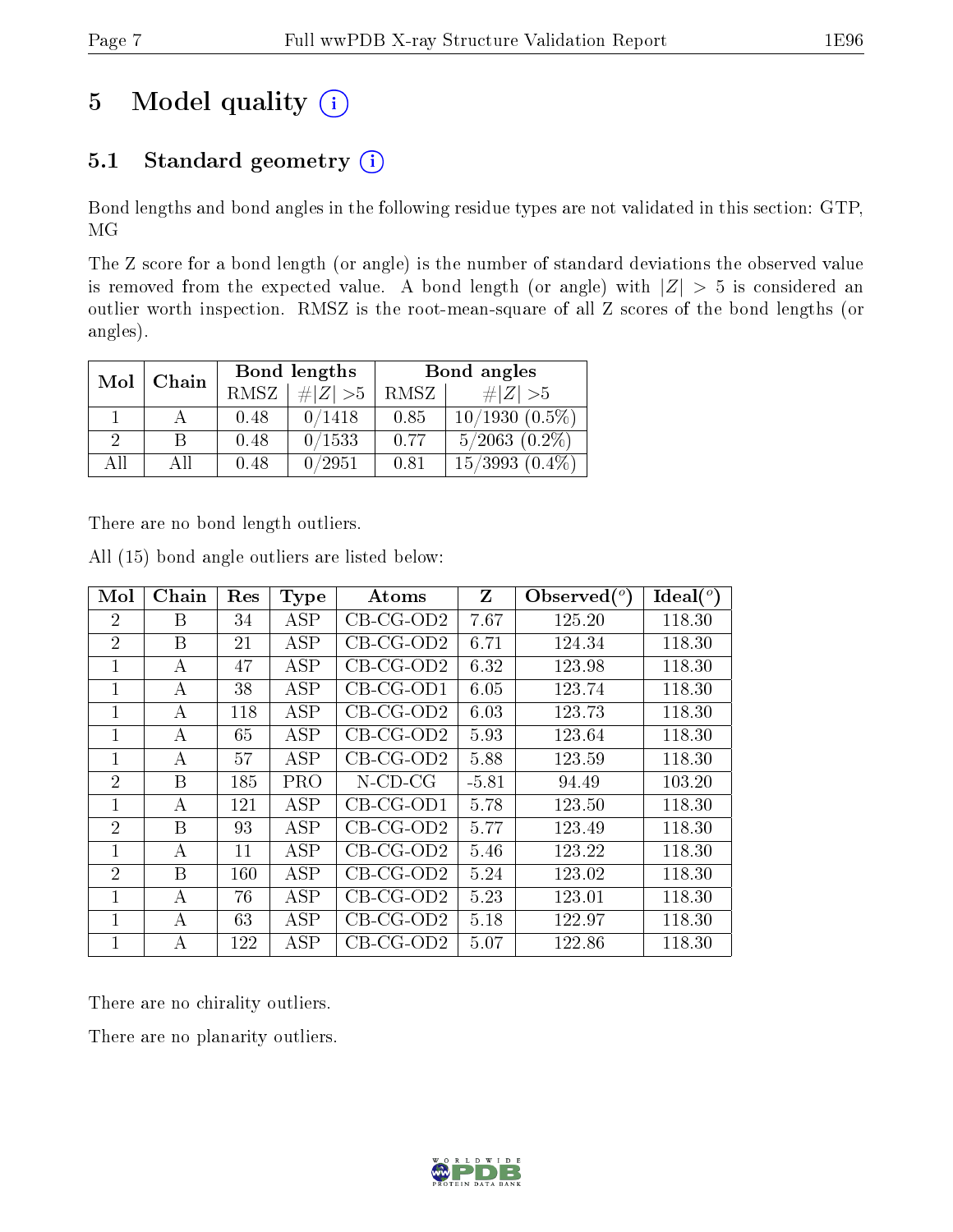# 5 Model quality

## 5.1 Standard geometry

Bond lengths and bond angles in the following residue types are not validated in this section: GTP, MG

The Z score for a bond length (or angle) is the number of standard deviations the observed value is removed from the expected value. A bond length (or angle) with $|Z| > 5$ is considered an outlier worth inspection. RMSZ is the root-mean-square of all Z scores of the bond lengths (or angles).

| Mol | Chain | Bond lengths | | Bond angles | |
|---|---|---|---|---|---|
| | | RMSZ | #$\|Z\|$ >5 | RMSZ | #$\|Z\|$ >5 |
| 1 | A | 0.48 | 0/1418 | 0.85 | 10/1930 (0.5%) |
| 2 | B | 0.48 | 0/1533 | 0.77 | 5/2063 (0.2%) |
| All | All | 0.48 | 0/2951 | 0.81 | 15/3993 (0.4%) |

There are no bond length outliers.

All (15) bond angle outliers are listed below:

| Mol | Chain | Res | Type | Atoms | Z | Observed(°) | Ideal(°) |
|---|---|---|---|---|---|---|---|
| 2 | B | 34 | ASP | CB-CG-OD2 | 7.67 | 125.20 | 118.30 |
| 2 | B | 21 | ASP | CB-CG-OD2 | 6.71 | 124.34 | 118.30 |
| 1 | A | 47 | ASP | CB-CG-OD2 | 6.32 | 123.98 | 118.30 |
| 1 | A | 38 | ASP | CB-CG-OD1 | 6.05 | 123.74 | 118.30 |
| 1 | A | 118 | ASP | CB-CG-OD2 | 6.03 | 123.73 | 118.30 |
| 1 | A | 65 | ASP | CB-CG-OD2 | 5.93 | 123.64 | 118.30 |
| 1 | A | 57 | ASP | CB-CG-OD2 | 5.88 | 123.59 | 118.30 |
| 2 | B | 185 | PRO | N-CD-CG | -5.81 | 94.49 | 103.20 |
| 1 | A | 121 | ASP | CB-CG-OD1 | 5.78 | 123.50 | 118.30 |
| 2 | B | 93 | ASP | CB-CG-OD2 | 5.77 | 123.49 | 118.30 |
| 1 | A | 11 | ASP | CB-CG-OD2 | 5.46 | 123.22 | 118.30 |
| 2 | B | 160 | ASP | CB-CG-OD2 | 5.24 | 123.02 | 118.30 |
| 1 | A | 76 | ASP | CB-CG-OD2 | 5.23 | 123.01 | 118.30 |
| 1 | A | 63 | ASP | CB-CG-OD2 | 5.18 | 122.97 | 118.30 |
| 1 | A | 122 | ASP | CB-CG-OD2 | 5.07 | 122.86 | 118.30 |

There are no chirality outliers.

There are no planarity outliers.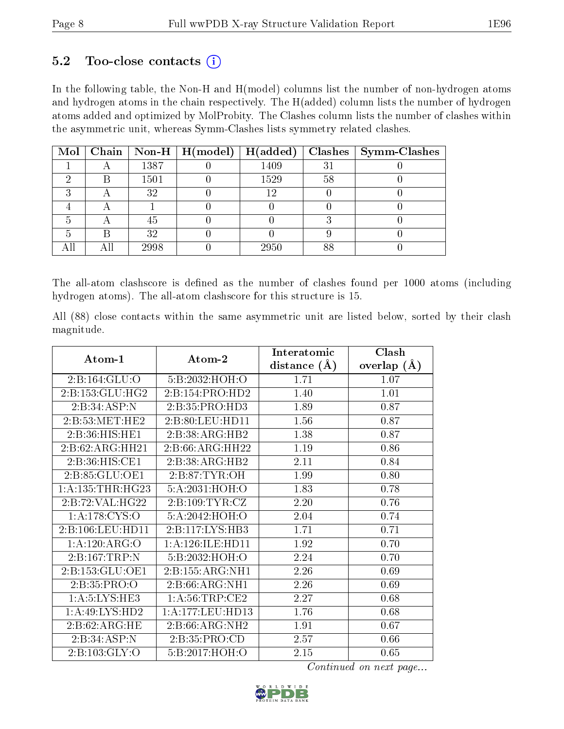### 5.2 Too-close contacts (i)

In the following table, the Non-H and H(model) columns list the number of non-hydrogen atoms and hydrogen atoms in the chain respectively. The H(added) column lists the number of hydrogen atoms added and optimized by MolProbity. The Clashes column lists the number of clashes within the asymmetric unit, whereas Symm-Clashes lists symmetry related clashes.

| Mol | Chain | Non-H | H(model) | H(added) | Clashes | Symm-Clashes |
|---|---|---|---|---|---|---|
| 1 | A | 1387 | 0 | 1409 | 31 | 0 |
| 2 | B | 1501 | 0 | 1529 | 58 | 0 |
| 3 | A | 32 | 0 | 12 | 0 | 0 |
| 4 | A | 1 | 0 | 0 | 0 | 0 |
| 5 | A | 45 | 0 | 0 | 3 | 0 |
| 5 | B | 32 | 0 | 0 | 9 | 0 |
| All | All | 2998 | 0 | 2950 | 88 | 0 |

The all-atom clashscore is defined as the number of clashes found per 1000 atoms (including hydrogen atoms). The all-atom clashscore for this structure is 15.

All (88) close contacts within the same asymmetric unit are listed below, sorted by their clash magnitude.

| Atom-1 | Atom-2 | Interatomic distance (Å) | Clash overlap (Å) |
|---|---|---|---|
| 2:B:164:GLU:O | 5:B:2032:HOH:O | 1.71 | 1.07 |
| 2:B:153:GLU:HG2 | 2:B:154:PRO:HD2 | 1.40 | 1.01 |
| 2:B:34:ASP:N | 2:B:35:PRO:HD3 | 1.89 | 0.87 |
| 2:B:53:MET:HE2 | 2:B:80:LEU:HD11 | 1.56 | 0.87 |
| 2:B:36:HIS:HE1 | 2:B:38:ARG:HB2 | 1.38 | 0.87 |
| 2:B:62:ARG:HH21 | 2:B:66:ARG:HH22 | 1.19 | 0.86 |
| 2:B:36:HIS:CE1 | 2:B:38:ARG:HB2 | 2.11 | 0.84 |
| 2:B:85:GLU:OE1 | 2:B:87:TYR:OH | 1.99 | 0.80 |
| 1:A:135:THR:HG23 | 5:A:2031:HOH:O | 1.83 | 0.78 |
| 2:B:72:VAL:HG22 | 2:B:109:TYR:CZ | 2.20 | 0.76 |
| 1:A:178:CYS:O | 5:A:2042:HOH:O | 2.04 | 0.74 |
| 2:B:106:LEU:HD11 | 2:B:117:LYS:HB3 | 1.71 | 0.71 |
| 1:A:120:ARG:O | 1:A:126:ILE:HD11 | 1.92 | 0.70 |
| 2:B:167:TRP:N | 5:B:2032:HOH:O | 2.24 | 0.70 |
| 2:B:153:GLU:OE1 | 2:B:155:ARG:NH1 | 2.26 | 0.69 |
| 2:B:35:PRO:O | 2:B:66:ARG:NH1 | 2.26 | 0.69 |
| 1:A:5:LYS:HE3 | 1:A:56:TRP:CE2 | 2.27 | 0.68 |
| 1:A:49:LYS:HD2 | 1:A:177:LEU:HD13 | 1.76 | 0.68 |
| 2:B:62:ARG:HE | 2:B:66:ARG:NH2 | 1.91 | 0.67 |
| 2:B:34:ASP:N | 2:B:35:PRO:CD | 2.57 | 0.66 |
| 2:B:103:GLY:O | 5:B:2017:HOH:O | 2.15 | 0.65 |

*Continued on next page...*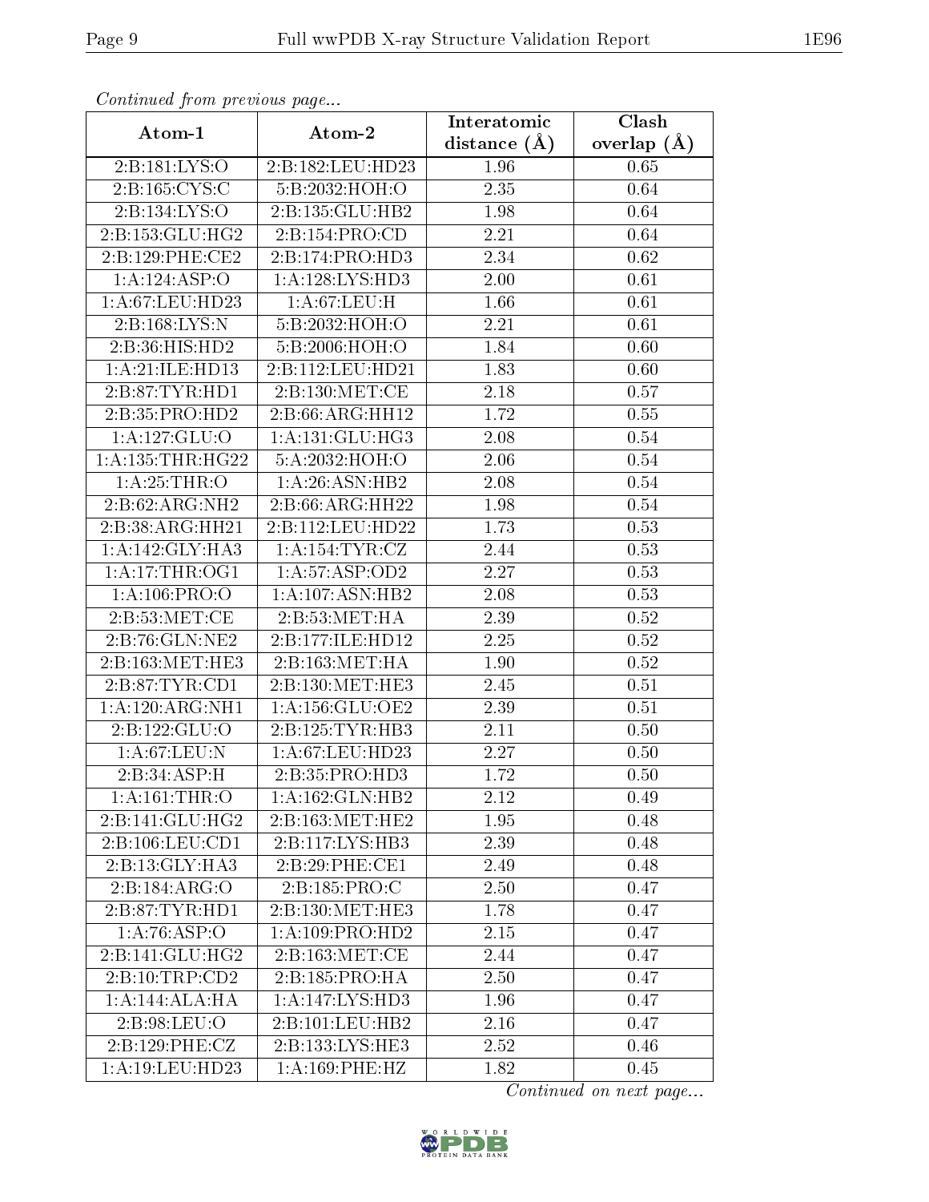*Continued from previous page...*

| Atom-1 | Atom-2 | Interatomic distance (Å) | Clash overlap (Å) |
|---|---|---|---|
| 2:B:181:LYS:O | 2:B:182:LEU:HD23 | 1.96 | 0.65 |
| 2:B:165:CYS:C | 5:B:2032:HOH:O | 2.35 | 0.64 |
| 2:B:134:LYS:O | 2:B:135:GLU:HB2 | 1.98 | 0.64 |
| 2:B:153:GLU:HG2 | 2:B:154:PRO:CD | 2.21 | 0.64 |
| 2:B:129:PHE:CE2 | 2:B:174:PRO:HD3 | 2.34 | 0.62 |
| 1:A:124:ASP:O | 1:A:128:LYS:HD3 | 2.00 | 0.61 |
| 1:A:67:LEU:HD23 | 1:A:67:LEU:H | 1.66 | 0.61 |
| 2:B:168:LYS:N | 5:B:2032:HOH:O | 2.21 | 0.61 |
| 2:B:36:HIS:HD2 | 5:B:2006:HOH:O | 1.84 | 0.60 |
| 1:A:21:ILE:HD13 | 2:B:112:LEU:HD21 | 1.83 | 0.60 |
| 2:B:87:TYR:HD1 | 2:B:130:MET:CE | 2.18 | 0.57 |
| 2:B:35:PRO:HD2 | 2:B:66:ARG:HH12 | 1.72 | 0.55 |
| 1:A:127:GLU:O | 1:A:131:GLU:HG3 | 2.08 | 0.54 |
| 1:A:135:THR:HG22 | 5:A:2032:HOH:O | 2.06 | 0.54 |
| 1:A:25:THR:O | 1:A:26:ASN:HB2 | 2.08 | 0.54 |
| 2:B:62:ARG:NH2 | 2:B:66:ARG:HH22 | 1.98 | 0.54 |
| 2:B:38:ARG:HH21 | 2:B:112:LEU:HD22 | 1.73 | 0.53 |
| 1:A:142:GLY:HA3 | 1:A:154:TYR:CZ | 2.44 | 0.53 |
| 1:A:17:THR:OG1 | 1:A:57:ASP:OD2 | 2.27 | 0.53 |
| 1:A:106:PRO:O | 1:A:107:ASN:HB2 | 2.08 | 0.53 |
| 2:B:53:MET:CE | 2:B:53:MET:HA | 2.39 | 0.52 |
| 2:B:76:GLN:NE2 | 2:B:177:ILE:HD12 | 2.25 | 0.52 |
| 2:B:163:MET:HE3 | 2:B:163:MET:HA | 1.90 | 0.52 |
| 2:B:87:TYR:CD1 | 2:B:130:MET:HE3 | 2.45 | 0.51 |
| 1:A:120:ARG:NH1 | 1:A:156:GLU:OE2 | 2.39 | 0.51 |
| 2:B:122:GLU:O | 2:B:125:TYR:HB3 | 2.11 | 0.50 |
| 1:A:67:LEU:N | 1:A:67:LEU:HD23 | 2.27 | 0.50 |
| 2:B:34:ASP:H | 2:B:35:PRO:HD3 | 1.72 | 0.50 |
| 1:A:161:THR:O | 1:A:162:GLN:HB2 | 2.12 | 0.49 |
| 2:B:141:GLU:HG2 | 2:B:163:MET:HE2 | 1.95 | 0.48 |
| 2:B:106:LEU:CD1 | 2:B:117:LYS:HB3 | 2.39 | 0.48 |
| 2:B:13:GLY:HA3 | 2:B:29:PHE:CE1 | 2.49 | 0.48 |
| 2:B:184:ARG:O | 2:B:185:PRO:C | 2.50 | 0.47 |
| 2:B:87:TYR:HD1 | 2:B:130:MET:HE3 | 1.78 | 0.47 |
| 1:A:76:ASP:O | 1:A:109:PRO:HD2 | 2.15 | 0.47 |
| 2:B:141:GLU:HG2 | 2:B:163:MET:CE | 2.44 | 0.47 |
| 2:B:10:TRP:CD2 | 2:B:185:PRO:HA | 2.50 | 0.47 |
| 1:A:144:ALA:HA | 1:A:147:LYS:HD3 | 1.96 | 0.47 |
| 2:B:98:LEU:O | 2:B:101:LEU:HB2 | 2.16 | 0.47 |
| 2:B:129:PHE:CZ | 2:B:133:LYS:HE3 | 2.52 | 0.46 |
| 1:A:19:LEU:HD23 | 1:A:169:PHE:HZ | 1.82 | 0.45 |

*Continued on next page...*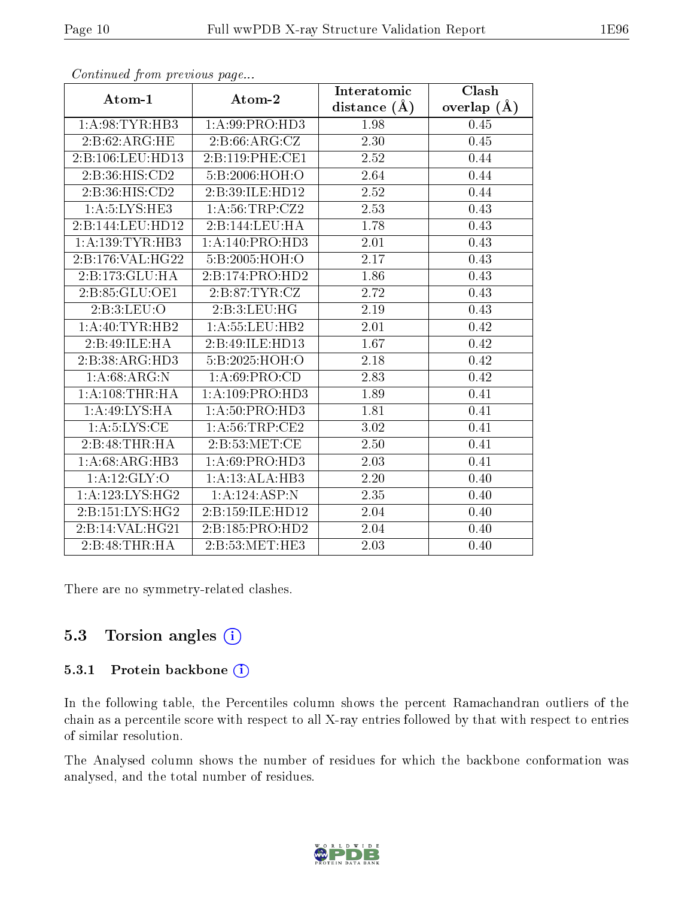*Continued from previous page...*

| Atom-1 | Atom-2 | Interatomic distance (Å) | Clash overlap (Å) |
|---|---|---|---|
| 1:A:98:TYR:HB3 | 1:A:99:PRO:HD3 | 1.98 | 0.45 |
| 2:B:62:ARG:HE | 2:B:66:ARG:CZ | 2.30 | 0.45 |
| 2:B:106:LEU:HD13 | 2:B:119:PHE:CE1 | 2.52 | 0.44 |
| 2:B:36:HIS:CD2 | 5:B:2006:HOH:O | 2.64 | 0.44 |
| 2:B:36:HIS:CD2 | 2:B:39:ILE:HD12 | 2.52 | 0.44 |
| 1:A:5:LYS:HE3 | 1:A:56:TRP:CZ2 | 2.53 | 0.43 |
| 2:B:144:LEU:HD12 | 2:B:144:LEU:HA | 1.78 | 0.43 |
| 1:A:139:TYR:HB3 | 1:A:140:PRO:HD3 | 2.01 | 0.43 |
| 2:B:176:VAL:HG22 | 5:B:2005:HOH:O | 2.17 | 0.43 |
| 2:B:173:GLU:HA | 2:B:174:PRO:HD2 | 1.86 | 0.43 |
| 2:B:85:GLU:OE1 | 2:B:87:TYR:CZ | 2.72 | 0.43 |
| 2:B:3:LEU:O | 2:B:3:LEU:HG | 2.19 | 0.43 |
| 1:A:40:TYR:HB2 | 1:A:55:LEU:HB2 | 2.01 | 0.42 |
| 2:B:49:ILE:HA | 2:B:49:ILE:HD13 | 1.67 | 0.42 |
| 2:B:38:ARG:HD3 | 5:B:2025:HOH:O | 2.18 | 0.42 |
| 1:A:68:ARG:N | 1:A:69:PRO:CD | 2.83 | 0.42 |
| 1:A:108:THR:HA | 1:A:109:PRO:HD3 | 1.89 | 0.41 |
| 1:A:49:LYS:HA | 1:A:50:PRO:HD3 | 1.81 | 0.41 |
| 1:A:5:LYS:CE | 1:A:56:TRP:CE2 | 3.02 | 0.41 |
| 2:B:48:THR:HA | 2:B:53:MET:CE | 2.50 | 0.41 |
| 1:A:68:ARG:HB3 | 1:A:69:PRO:HD3 | 2.03 | 0.41 |
| 1:A:12:GLY:O | 1:A:13:ALA:HB3 | 2.20 | 0.40 |
| 1:A:123:LYS:HG2 | 1:A:124:ASP:N | 2.35 | 0.40 |
| 2:B:151:LYS:HG2 | 2:B:159:ILE:HD12 | 2.04 | 0.40 |
| 2:B:14:VAL:HG21 | 2:B:185:PRO:HD2 | 2.04 | 0.40 |
| 2:B:48:THR:HA | 2:B:53:MET:HE3 | 2.03 | 0.40 |

There are no symmetry-related clashes.

## 5.3 Torsion angles

### 5.3.1 Protein backbone

In the following table, the Percentiles column shows the percent Ramachandran outliers of the chain as a percentile score with respect to all X-ray entries followed by that with respect to entries of similar resolution.

The Analysed column shows the number of residues for which the backbone conformation was analysed, and the total number of residues.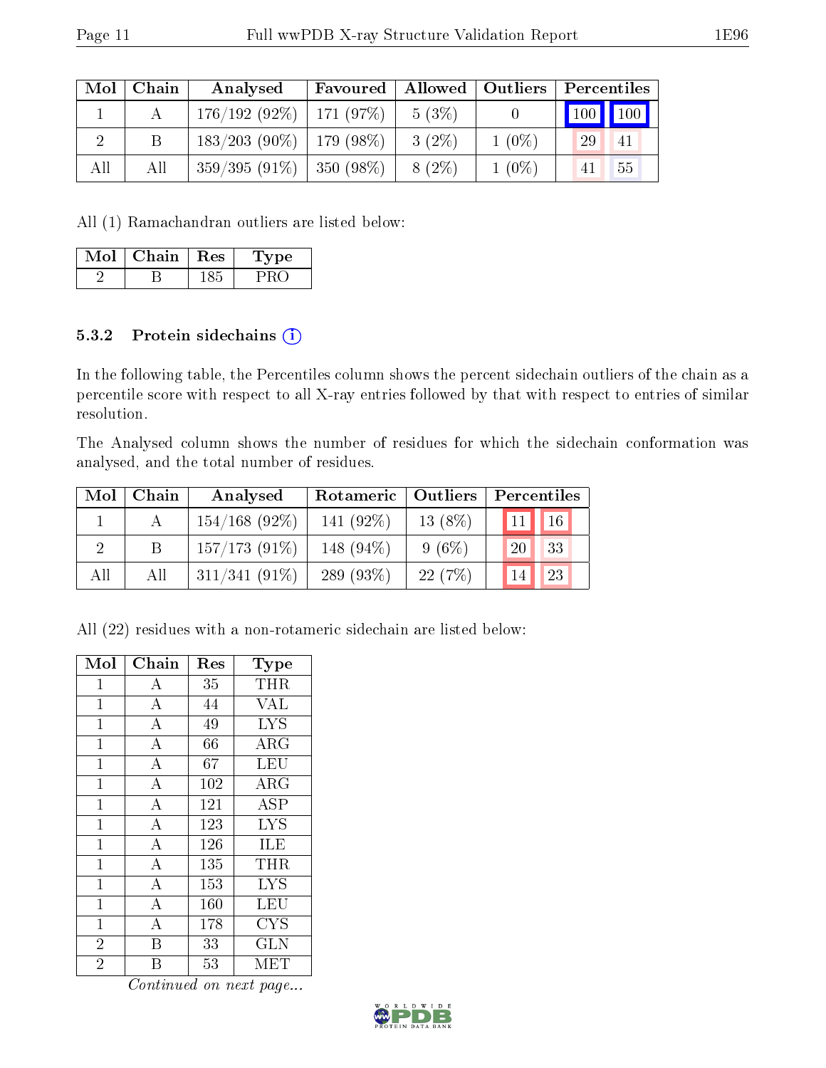| Mol | Chain | Analysed | Favoured | Allowed | Outliers | Percentiles | |
|---|---|---|---|---|---|---|---|
| 1 | A | 176/192 (92%) | 171 (97%) | 5 (3%) | 0 | 100 | 100 |
| 2 | B | 183/203 (90%) | 179 (98%) | 3 (2%) | 1 (0%) | 29 | 41 |
| All | All | 359/395 (91%) | 350 (98%) | 8 (2%) | 1 (0%) | 41 | 55 |

All (1) Ramachandran outliers are listed below:

| Mol | Chain | Res | Type |
|---|---|---|---|
| 2 | B | 185 | PRO |

### 5.3.2 Protein sidechains

In the following table, the Percentiles column shows the percent sidechain outliers of the chain as a percentile score with respect to all X-ray entries followed by that with respect to entries of similar resolution.

The Analysed column shows the number of residues for which the sidechain conformation was analysed, and the total number of residues.

| Mol | Chain | Analysed | Rotameric | Outliers | Percentiles | |
|---|---|---|---|---|---|---|
| 1 | A | 154/168 (92%) | 141 (92%) | 13 (8%) | 11 | 16 |
| 2 | B | 157/173 (91%) | 148 (94%) | 9 (6%) | 20 | 33 |
| All | All | 311/341 (91%) | 289 (93%) | 22 (7%) | 14 | 23 |

All (22) residues with a non-rotameric sidechain are listed below:

| Mol | Chain | Res | Type |
|---|---|---|---|
| 1 | A | 35 | THR |
| 1 | A | 44 | VAL |
| 1 | A | 49 | LYS |
| 1 | A | 66 | ARG |
| 1 | A | 67 | LEU |
| 1 | A | 102 | ARG |
| 1 | A | 121 | ASP |
| 1 | A | 123 | LYS |
| 1 | A | 126 | ILE |
| 1 | A | 135 | THR |
| 1 | A | 153 | LYS |
| 1 | A | 160 | LEU |
| 1 | A | 178 | CYS |
| 2 | B | 33 | GLN |
| 2 | B | 53 | MET |

*Continued on next page...*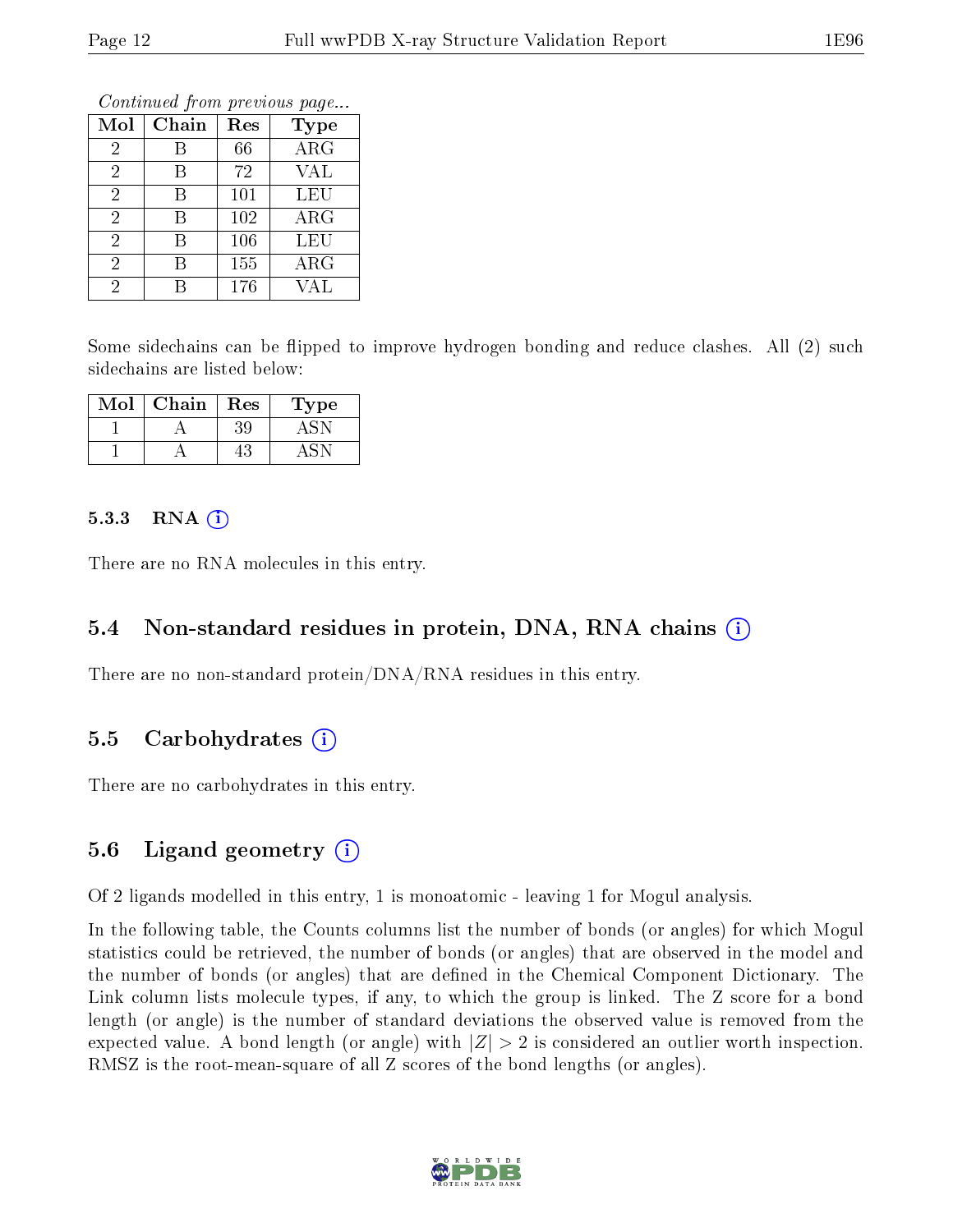*Continued from previous page...*

| Mol | Chain | Res | Type |
|---|---|---|---|
| 2 | B | 66 | ARG |
| 2 | B | 72 | VAL |
| 2 | B | 101 | LEU |
| 2 | B | 102 | ARG |
| 2 | B | 106 | LEU |
| 2 | B | 155 | ARG |
| 2 | B | 176 | VAL |

Some sidechains can be flipped to improve hydrogen bonding and reduce clashes. All (2) such sidechains are listed below:

| Mol | Chain | Res | Type |
|---|---|---|---|
| 1 | A | 39 | ASN |
| 1 | A | 43 | ASN |

#### 5.3.3 RNA (i)

There are no RNA molecules in this entry.

### 5.4 Non-standard residues in protein, DNA, RNA chains (i)

There are no non-standard protein/DNA/RNA residues in this entry.

### 5.5 Carbohydrates (i)

There are no carbohydrates in this entry.

### 5.6 Ligand geometry (i)

Of 2 ligands modelled in this entry, 1 is monoatomic - leaving 1 for Mogul analysis.

In the following table, the Counts columns list the number of bonds (or angles) for which Mogul statistics could be retrieved, the number of bonds (or angles) that are observed in the model and the number of bonds (or angles) that are defined in the Chemical Component Dictionary. The Link column lists molecule types, if any, to which the group is linked. The Z score for a bond length (or angle) is the number of standard deviations the observed value is removed from the expected value. A bond length (or angle) with $|Z| > 2$ is considered an outlier worth inspection. RMSZ is the root-mean-square of all Z scores of the bond lengths (or angles).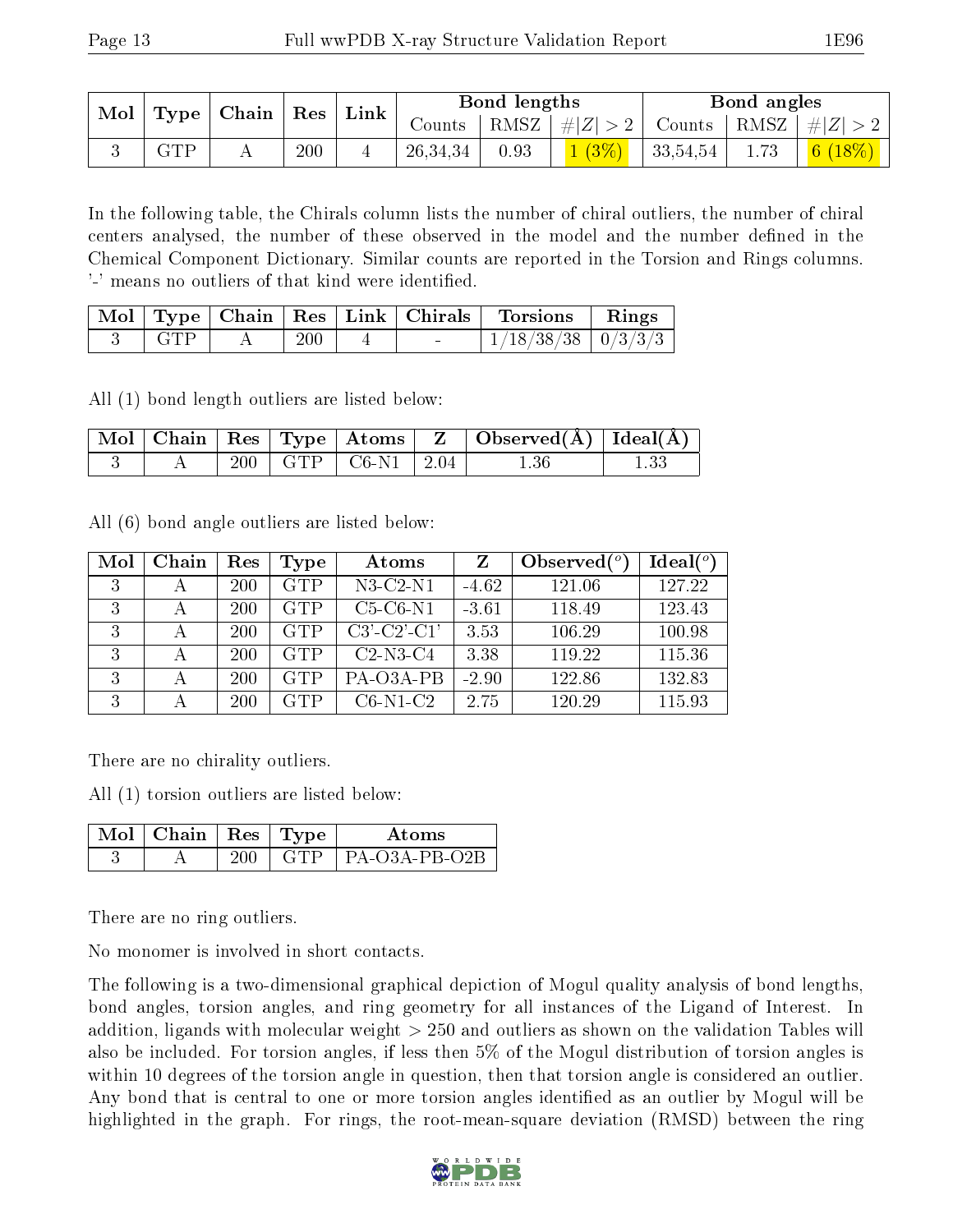| Mol | Type | Chain | Res | Link | Bond lengths | | | Bond angles | | |
|---|---|---|---|---|---|---|---|---|---|---|
| | | | | | Counts | RMSZ | #\|Z\| > 2 | Counts | RMSZ | #\|Z\| > 2 |
| 3 | GTP | A | 200 | 4 | 26,34,34 | 0.93 | 1 (3%) | 33,54,54 | 1.73 | 6 (18%) |

In the following table, the Chirals column lists the number of chiral outliers, the number of chiral centers analysed, the number of these observed in the model and the number defined in the Chemical Component Dictionary. Similar counts are reported in the Torsion and Rings columns. '-' means no outliers of that kind were identified.

| Mol | Type | Chain | Res | Link | Chirals | Torsions | Rings |
|---|---|---|---|---|---|---|---|
| 3 | GTP | A | 200 | 4 | - | 1/18/38/38 | 0/3/3/3 |

All (1) bond length outliers are listed below:

| Mol | Chain | Res | Type | Atoms | Z | Observed(Å) | Ideal(Å) |
|---|---|---|---|---|---|---|---|
| 3 | A | 200 | GTP | C6-N1 | 2.04 | 1.36 | 1.33 |

All (6) bond angle outliers are listed below:

| Mol | Chain | Res | Type | Atoms | Z | Observed(°) | Ideal(°) |
|---|---|---|---|---|---|---|---|
| 3 | A | 200 | GTP | N3-C2-N1 | -4.62 | 121.06 | 127.22 |
| 3 | A | 200 | GTP | C5-C6-N1 | -3.61 | 118.49 | 123.43 |
| 3 | A | 200 | GTP | C3'-C2'-C1' | 3.53 | 106.29 | 100.98 |
| 3 | A | 200 | GTP | C2-N3-C4 | 3.38 | 119.22 | 115.36 |
| 3 | A | 200 | GTP | PA-O3A-PB | -2.90 | 122.86 | 132.83 |
| 3 | A | 200 | GTP | C6-N1-C2 | 2.75 | 120.29 | 115.93 |

There are no chirality outliers.

All (1) torsion outliers are listed below:

| Mol | Chain | Res | Type | Atoms |
|---|---|---|---|---|
| 3 | A | 200 | GTP | PA-O3A-PB-O2B |

There are no ring outliers.

No monomer is involved in short contacts.

The following is a two-dimensional graphical depiction of Mogul quality analysis of bond lengths, bond angles, torsion angles, and ring geometry for all instances of the Ligand of Interest. In addition, ligands with molecular weight > 250 and outliers as shown on the validation Tables will also be included. For torsion angles, if less then 5% of the Mogul distribution of torsion angles is within 10 degrees of the torsion angle in question, then that torsion angle is considered an outlier. Any bond that is central to one or more torsion angles identified as an outlier by Mogul will be highlighted in the graph. For rings, the root-mean-square deviation (RMSD) between the ring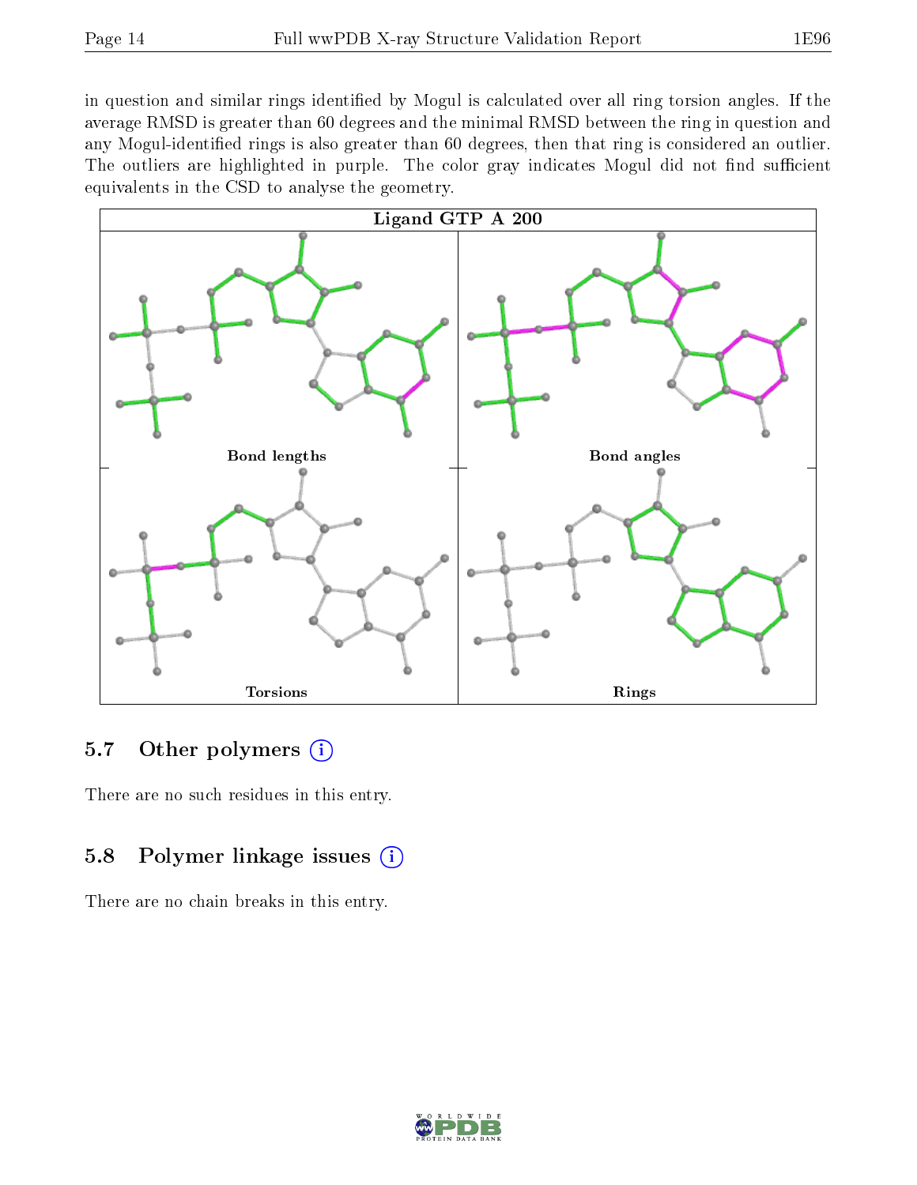in question and similar rings identified by Mogul is calculated over all ring torsion angles. If the average RMSD is greater than 60 degrees and the minimal RMSD between the ring in question and any Mogul-identified rings is also greater than 60 degrees, then that ring is considered an outlier. The outliers are highlighted in purple. The color gray indicates Mogul did not find sufficient equivalents in the CSD to analyse the geometry.

Ligand GTP A 200

Bond lengths

Bond angles

Torsions

Rings

## 5.7 Other polymers

There are no such residues in this entry.

## 5.8 Polymer linkage issues

There are no chain breaks in this entry.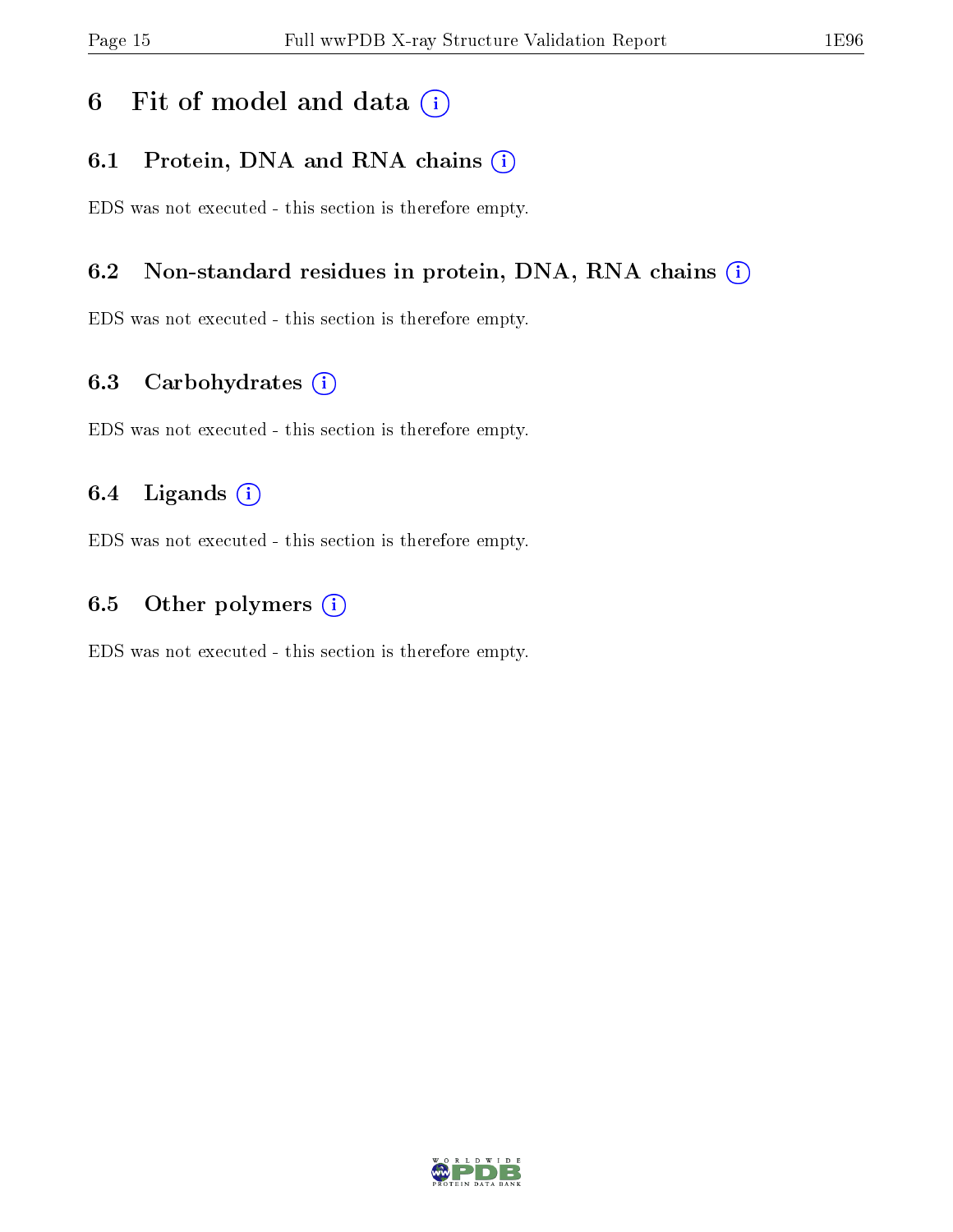# 6 Fit of model and data

## 6.1 Protein, DNA and RNA chains

EDS was not executed - this section is therefore empty.

## 6.2 Non-standard residues in protein, DNA, RNA chains

EDS was not executed - this section is therefore empty.

## 6.3 Carbohydrates

EDS was not executed - this section is therefore empty.

## 6.4 Ligands

EDS was not executed - this section is therefore empty.

## 6.5 Other polymers

EDS was not executed - this section is therefore empty.